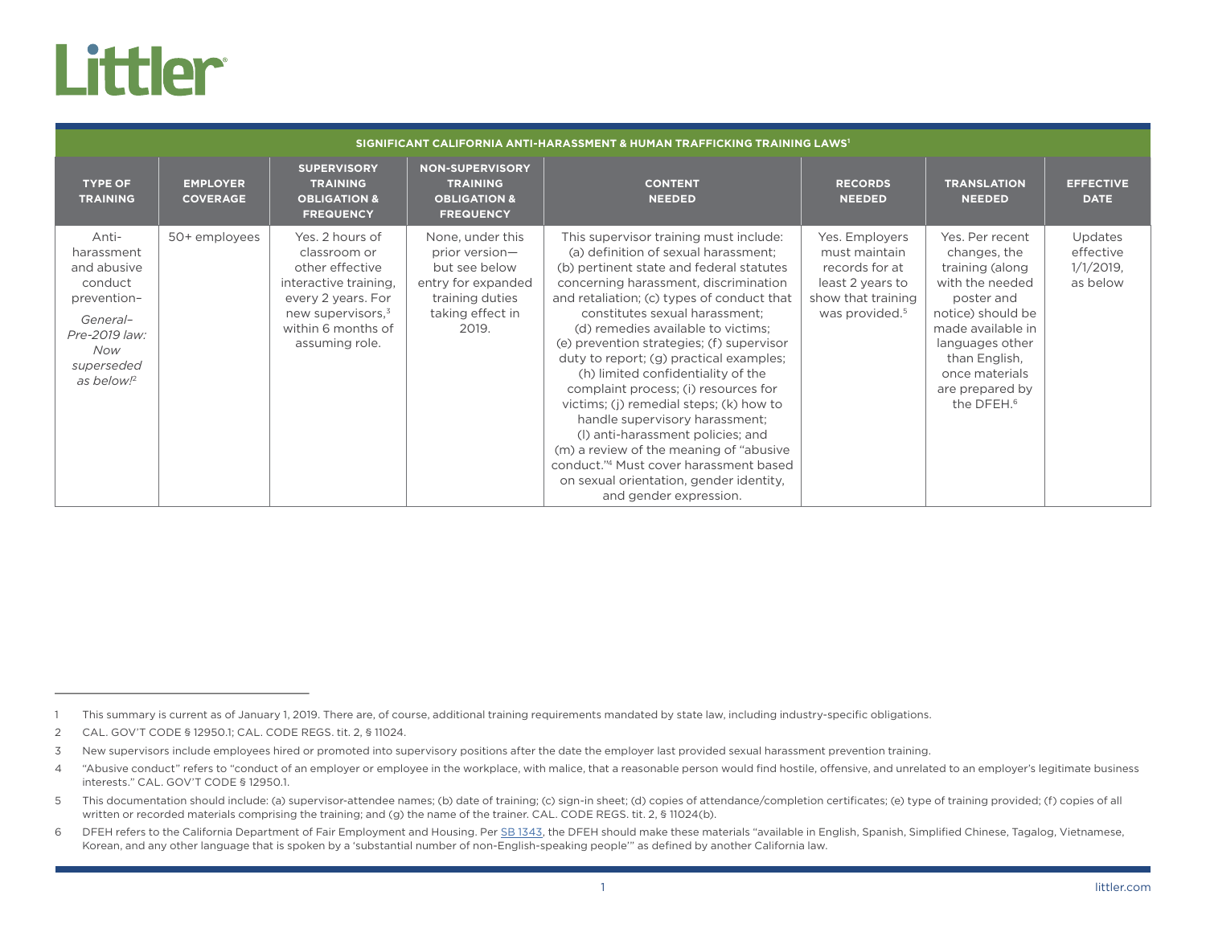Littler

| SIGNIFICANT CALIFORNIA ANTI-HARASSMENT & HUMAN TRAFFICKING TRAINING LAWS[1] | | | | | | | |
|---|---|---|---|---|---|---|---|
| **TYPE OF TRAINING** | **EMPLOYER COVERAGE** | **SUPERVISORY TRAINING OBLIGATION & FREQUENCY** | **NON-SUPERVISORY TRAINING OBLIGATION & FREQUENCY** | **CONTENT NEEDED** | **RECORDS NEEDED** | **TRANSLATION NEEDED** | **EFFECTIVE DATE** |
| Anti-harassment and abusive conduct prevention– *General– Pre-2019 law: Now superseded as below!*[2] | 50+ employees | Yes. 2 hours of classroom or other effective interactive training, every 2 years. For new supervisors,[3] within 6 months of assuming role. | None, under this prior version—but see below entry for expanded training duties taking effect in 2019. | This supervisor training must include: (a) definition of sexual harassment; (b) pertinent state and federal statutes concerning harassment, discrimination and retaliation; (c) types of conduct that constitutes sexual harassment; (d) remedies available to victims; (e) prevention strategies; (f) supervisor duty to report; (g) practical examples; (h) limited confidentiality of the complaint process; (i) resources for victims; (j) remedial steps; (k) how to handle supervisory harassment; (l) anti-harassment policies; and (m) a review of the meaning of "abusive conduct."[4] Must cover harassment based on sexual orientation, gender identity, and gender expression. | Yes. Employers must maintain records for at least 2 years to show that training was provided.[5] | Yes. Per recent changes, the training (along with the needed poster and notice) should be made available in languages other than English, once materials are prepared by the DFEH.[6] | Updates effective 1/1/2019, as below |

1 This summary is current as of January 1, 2019. There are, of course, additional training requirements mandated by state law, including industry-specific obligations.

2 CAL. GOV'T CODE § 12950.1; CAL. CODE REGS. tit. 2, § 11024.

3 New supervisors include employees hired or promoted into supervisory positions after the date the employer last provided sexual harassment prevention training.

4 "Abusive conduct" refers to "conduct of an employer or employee in the workplace, with malice, that a reasonable person would find hostile, offensive, and unrelated to an employer's legitimate business interests." CAL. GOV'T CODE § 12950.1.

5 This documentation should include: (a) supervisor-attendee names; (b) date of training; (c) sign-in sheet; (d) copies of attendance/completion certificates; (e) type of training provided; (f) copies of all written or recorded materials comprising the training; and (g) the name of the trainer. CAL. CODE REGS. tit. 2, § 11024(b).

6 DFEH refers to the California Department of Fair Employment and Housing. Per SB 1343, the DFEH should make these materials "available in English, Spanish, Simplified Chinese, Tagalog, Vietnamese, Korean, and any other language that is spoken by a 'substantial number of non-English-speaking people'" as defined by another California law.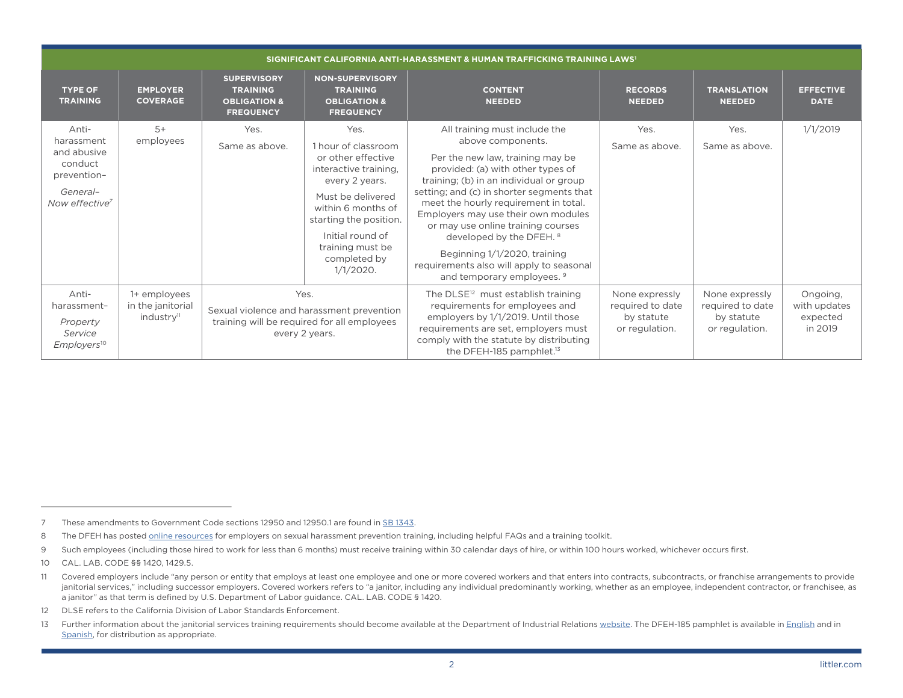| SIGNIFICANT CALIFORNIA ANTI-HARASSMENT & HUMAN TRAFFICKING TRAINING LAWS[1] | | | | | | | |
|---|---|---|---|---|---|---|---|
| **TYPE OF TRAINING** | **EMPLOYER COVERAGE** | **SUPERVISORY TRAINING OBLIGATION & FREQUENCY** | **NON-SUPERVISORY TRAINING OBLIGATION & FREQUENCY** | **CONTENT NEEDED** | **RECORDS NEEDED** | **TRANSLATION NEEDED** | **EFFECTIVE DATE** |
| Anti-harassment and abusive conduct prevention–<br>*General–Now effective*[7] | 5+ employees | Yes.<br>Same as above. | Yes.<br>1 hour of classroom or other effective interactive training, every 2 years.<br>Must be delivered within 6 months of starting the position.<br>Initial round of training must be completed by 1/1/2020. | All training must include the above components.<br>Per the new law, training may be provided: (a) with other types of training; (b) in an individual or group setting; and (c) in shorter segments that meet the hourly requirement in total. Employers may use their own modules or may use online training courses developed by the DFEH.[8]<br>Beginning 1/1/2020, training requirements also will apply to seasonal and temporary employees.[9] | Yes.<br>Same as above. | Yes.<br>Same as above. | 1/1/2019 |
| Anti-harassment–<br>*Property Service Employers*[10] | 1+ employees in the janitorial industry[11] | Yes.<br>Sexual violence and harassment prevention training will be required for all employees every 2 years. | | The DLSE[12] must establish training requirements for employees and employers by 1/1/2019. Until those requirements are set, employers must comply with the statute by distributing the DFEH-185 pamphlet.[13] | None expressly required to date by statute or regulation. | None expressly required to date by statute or regulation. | Ongoing, with updates expected in 2019 |

7 These amendments to Government Code sections 12950 and 12950.1 are found in SB 1343.

8 The DFEH has posted online resources for employers on sexual harassment prevention training, including helpful FAQs and a training toolkit.

9 Such employees (including those hired to work for less than 6 months) must receive training within 30 calendar days of hire, or within 100 hours worked, whichever occurs first.

10 CAL. LAB. CODE §§ 1420, 1429.5.

11 Covered employers include "any person or entity that employs at least one employee and one or more covered workers and that enters into contracts, subcontracts, or franchise arrangements to provide janitorial services," including successor employers. Covered workers refers to "a janitor, including any individual predominantly working, whether as an employee, independent contractor, or franchisee, as a janitor" as that term is defined by U.S. Department of Labor guidance. CAL. LAB. CODE § 1420.

12 DLSE refers to the California Division of Labor Standards Enforcement.

13 Further information about the janitorial services training requirements should become available at the Department of Industrial Relations website. The DFEH-185 pamphlet is available in English and in Spanish, for distribution as appropriate.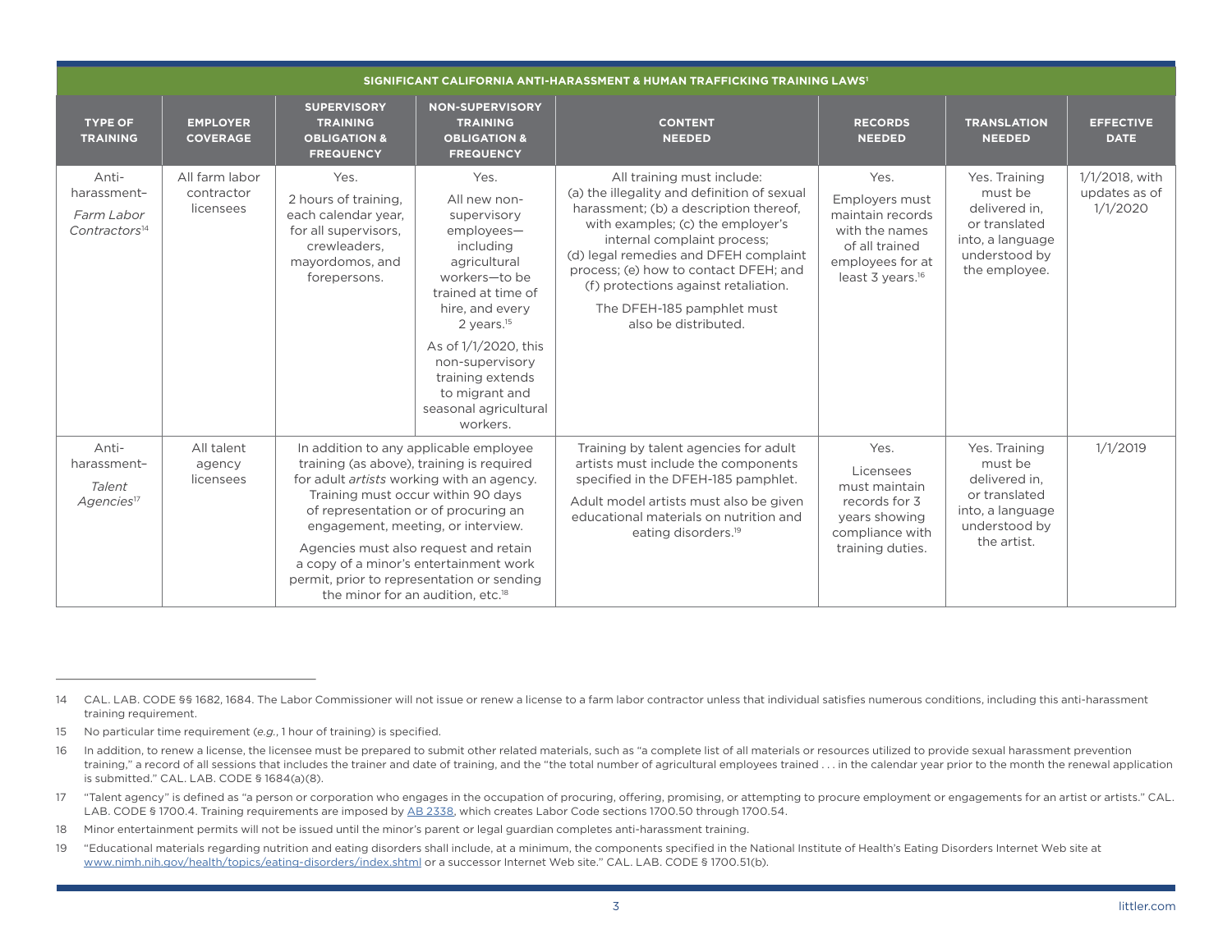| SIGNIFICANT CALIFORNIA ANTI-HARASSMENT & HUMAN TRAFFICKING TRAINING LAWS[1] | | | | | | | |
|---|---|---|---|---|---|---|---|
| **TYPE OF TRAINING** | **EMPLOYER COVERAGE** | **SUPERVISORY TRAINING OBLIGATION & FREQUENCY** | **NON-SUPERVISORY TRAINING OBLIGATION & FREQUENCY** | **CONTENT NEEDED** | **RECORDS NEEDED** | **TRANSLATION NEEDED** | **EFFECTIVE DATE** |
| Anti-harassment–*Farm Labor Contractors*[14] | All farm labor contractor licensees | Yes. 2 hours of training, each calendar year, for all supervisors, crewleaders, mayordomos, and forepersons. | Yes. All new non-supervisory employees—including agricultural workers—to be trained at time of hire, and every 2 years.[15] As of 1/1/2020, this non-supervisory training extends to migrant and seasonal agricultural workers. | All training must include: (a) the illegality and definition of sexual harassment; (b) a description thereof, with examples; (c) the employer's internal complaint process; (d) legal remedies and DFEH complaint process; (e) how to contact DFEH; and (f) protections against retaliation. The DFEH-185 pamphlet must also be distributed. | Yes. Employers must maintain records with the names of all trained employees for at least 3 years.[16] | Yes. Training must be delivered in, or translated into, a language understood by the employee. | 1/1/2018, with updates as of 1/1/2020 |
| Anti-harassment–*Talent Agencies*[17] | All talent agency licensees | In addition to any applicable employee training (as above), training is required for adult *artists* working with an agency. Training must occur within 90 days of representation or of procuring an engagement, meeting, or interview. Agencies must also request and retain a copy of a minor's entertainment work permit, prior to representation or sending the minor for an audition, etc.[18] | | Training by talent agencies for adult artists must include the components specified in the DFEH-185 pamphlet. Adult model artists must also be given educational materials on nutrition and eating disorders.[19] | Yes. Licensees must maintain records for 3 years showing compliance with training duties. | Yes. Training must be delivered in, or translated into, a language understood by the artist. | 1/1/2019 |

---

14 CAL. LAB. CODE §§ 1682, 1684. The Labor Commissioner will not issue or renew a license to a farm labor contractor unless that individual satisfies numerous conditions, including this anti-harassment training requirement.

15 No particular time requirement (*e.g.*, 1 hour of training) is specified.

16 In addition, to renew a license, the licensee must be prepared to submit other related materials, such as "a complete list of all materials or resources utilized to provide sexual harassment prevention training," a record of all sessions that includes the trainer and date of training, and the "the total number of agricultural employees trained . . . in the calendar year prior to the month the renewal application is submitted." CAL. LAB. CODE § 1684(a)(8).

17 "Talent agency" is defined as "a person or corporation who engages in the occupation of procuring, offering, promising, or attempting to procure employment or engagements for an artist or artists." CAL. LAB. CODE § 1700.4. Training requirements are imposed by AB 2338, which creates Labor Code sections 1700.50 through 1700.54.

18 Minor entertainment permits will not be issued until the minor's parent or legal guardian completes anti-harassment training.

19 "Educational materials regarding nutrition and eating disorders shall include, at a minimum, the components specified in the National Institute of Health's Eating Disorders Internet Web site at www.nimh.nih.gov/health/topics/eating-disorders/index.shtml or a successor Internet Web site." CAL. LAB. CODE § 1700.51(b).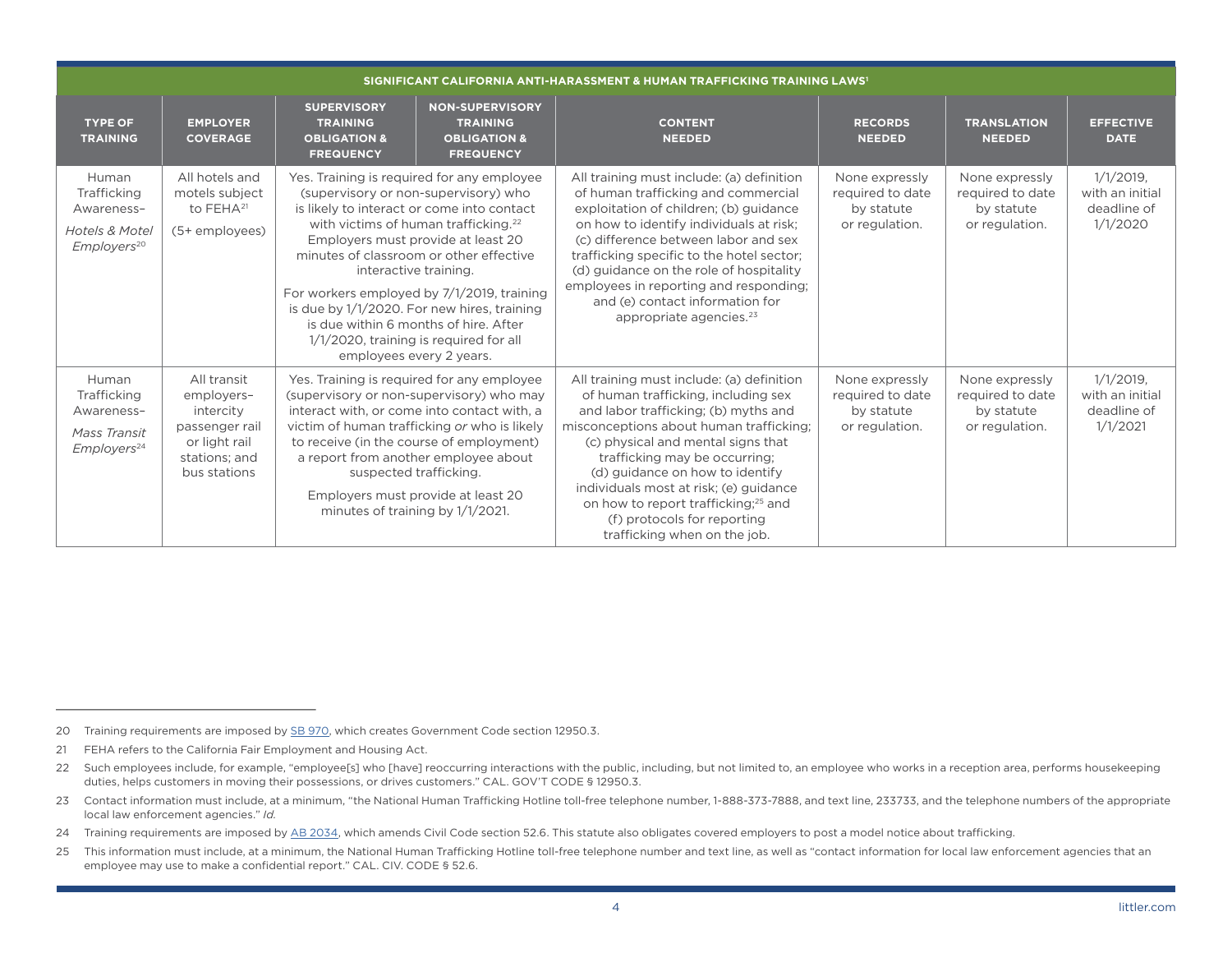| SIGNIFICANT CALIFORNIA ANTI-HARASSMENT & HUMAN TRAFFICKING TRAINING LAWS[1] | | | | | | | |
|---|---|---|---|---|---|---|---|
| **TYPE OF TRAINING** | **EMPLOYER COVERAGE** | **SUPERVISORY TRAINING OBLIGATION & FREQUENCY** | **NON-SUPERVISORY TRAINING OBLIGATION & FREQUENCY** | **CONTENT NEEDED** | **RECORDS NEEDED** | **TRANSLATION NEEDED** | **EFFECTIVE DATE** |
| Human Trafficking Awareness– *Hotels & Motel Employers*[20] | All hotels and motels subject to FEHA[21] (5+ employees) | Yes. Training is required for any employee (supervisory or non-supervisory) who is likely to interact or come into contact with victims of human trafficking.[22] Employers must provide at least 20 minutes of classroom or other effective interactive training. For workers employed by 7/1/2019, training is due by 1/1/2020. For new hires, training is due within 6 months of hire. After 1/1/2020, training is required for all employees every 2 years. | | All training must include: (a) definition of human trafficking and commercial exploitation of children; (b) guidance on how to identify individuals at risk; (c) difference between labor and sex trafficking specific to the hotel sector; (d) guidance on the role of hospitality employees in reporting and responding; and (e) contact information for appropriate agencies.[23] | None expressly required to date by statute or regulation. | None expressly required to date by statute or regulation. | 1/1/2019, with an initial deadline of 1/1/2020 |
| Human Trafficking Awareness– *Mass Transit Employers*[24] | All transit employers– intercity passenger rail or light rail stations; and bus stations | Yes. Training is required for any employee (supervisory or non-supervisory) who may interact with, or come into contact with, a victim of human trafficking *or* who is likely to receive (in the course of employment) a report from another employee about suspected trafficking. Employers must provide at least 20 minutes of training by 1/1/2021. | | All training must include: (a) definition of human trafficking, including sex and labor trafficking; (b) myths and misconceptions about human trafficking; (c) physical and mental signs that trafficking may be occurring; (d) guidance on how to identify individuals most at risk; (e) guidance on how to report trafficking;[25] and (f) protocols for reporting trafficking when on the job. | None expressly required to date by statute or regulation. | None expressly required to date by statute or regulation. | 1/1/2019, with an initial deadline of 1/1/2021 |

---

20 Training requirements are imposed by SB 970, which creates Government Code section 12950.3.

21 FEHA refers to the California Fair Employment and Housing Act.

22 Such employees include, for example, "employee[s] who [have] reoccurring interactions with the public, including, but not limited to, an employee who works in a reception area, performs housekeeping duties, helps customers in moving their possessions, or drives customers." CAL. GOV'T CODE § 12950.3.

23 Contact information must include, at a minimum, "the National Human Trafficking Hotline toll-free telephone number, 1-888-373-7888, and text line, 233733, and the telephone numbers of the appropriate local law enforcement agencies." *Id.*

24 Training requirements are imposed by AB 2034, which amends Civil Code section 52.6. This statute also obligates covered employers to post a model notice about trafficking.

25 This information must include, at a minimum, the National Human Trafficking Hotline toll-free telephone number and text line, as well as "contact information for local law enforcement agencies that an employee may use to make a confidential report." CAL. CIV. CODE § 52.6.